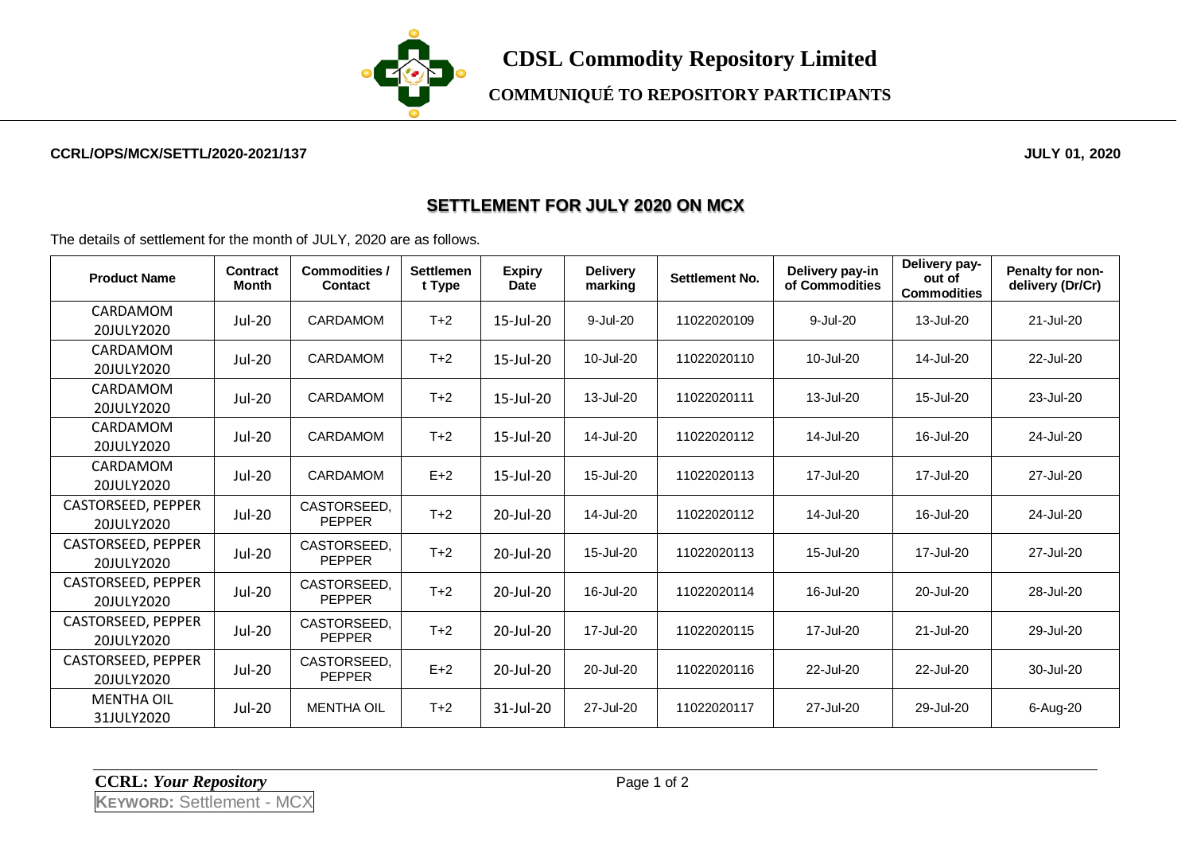# CDSL Commodity Repository Limited

## COMMUNIQUÉ TO REPOSITORY PARTICIPANTS

**CCRL/OPS/MCX/SETTL/2020-2021/137** **JULY 01, 2020**

## SETTLEMENT FOR JULY 2020 ON MCX

The details of settlement for the month of JULY, 2020 are as follows.

| Product Name | Contract Month | Commodities / Contact | Settlement Type | Expiry Date | Delivery marking | Settlement No. | Delivery pay-in of Commodities | Delivery pay-out of Commodities | Penalty for non-delivery (Dr/Cr) |
|---|---|---|---|---|---|---|---|---|---|
| CARDAMOM 20JULY2020 | Jul-20 | CARDAMOM | T+2 | 15-Jul-20 | 9-Jul-20 | 11022020109 | 9-Jul-20 | 13-Jul-20 | 21-Jul-20 |
| CARDAMOM 20JULY2020 | Jul-20 | CARDAMOM | T+2 | 15-Jul-20 | 10-Jul-20 | 11022020110 | 10-Jul-20 | 14-Jul-20 | 22-Jul-20 |
| CARDAMOM 20JULY2020 | Jul-20 | CARDAMOM | T+2 | 15-Jul-20 | 13-Jul-20 | 11022020111 | 13-Jul-20 | 15-Jul-20 | 23-Jul-20 |
| CARDAMOM 20JULY2020 | Jul-20 | CARDAMOM | T+2 | 15-Jul-20 | 14-Jul-20 | 11022020112 | 14-Jul-20 | 16-Jul-20 | 24-Jul-20 |
| CARDAMOM 20JULY2020 | Jul-20 | CARDAMOM | E+2 | 15-Jul-20 | 15-Jul-20 | 11022020113 | 17-Jul-20 | 17-Jul-20 | 27-Jul-20 |
| CASTORSEED, PEPPER 20JULY2020 | Jul-20 | CASTORSEED, PEPPER | T+2 | 20-Jul-20 | 14-Jul-20 | 11022020112 | 14-Jul-20 | 16-Jul-20 | 24-Jul-20 |
| CASTORSEED, PEPPER 20JULY2020 | Jul-20 | CASTORSEED, PEPPER | T+2 | 20-Jul-20 | 15-Jul-20 | 11022020113 | 15-Jul-20 | 17-Jul-20 | 27-Jul-20 |
| CASTORSEED, PEPPER 20JULY2020 | Jul-20 | CASTORSEED, PEPPER | T+2 | 20-Jul-20 | 16-Jul-20 | 11022020114 | 16-Jul-20 | 20-Jul-20 | 28-Jul-20 |
| CASTORSEED, PEPPER 20JULY2020 | Jul-20 | CASTORSEED, PEPPER | T+2 | 20-Jul-20 | 17-Jul-20 | 11022020115 | 17-Jul-20 | 21-Jul-20 | 29-Jul-20 |
| CASTORSEED, PEPPER 20JULY2020 | Jul-20 | CASTORSEED, PEPPER | E+2 | 20-Jul-20 | 20-Jul-20 | 11022020116 | 22-Jul-20 | 22-Jul-20 | 30-Jul-20 |
| MENTHA OIL 31JULY2020 | Jul-20 | MENTHA OIL | T+2 | 31-Jul-20 | 27-Jul-20 | 11022020117 | 27-Jul-20 | 29-Jul-20 | 6-Aug-20 |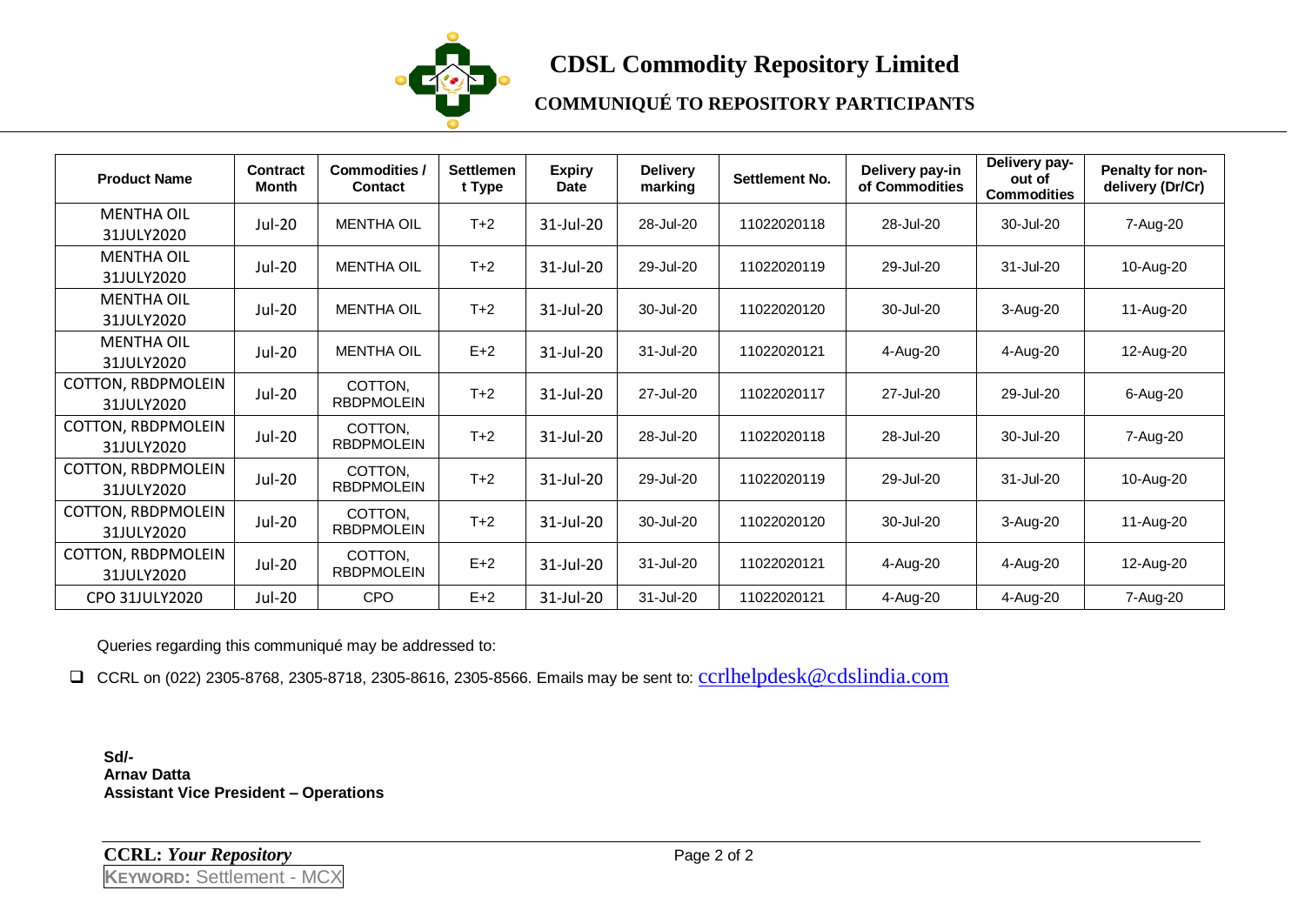# CDSL Commodity Repository Limited

## COMMUNIQUÉ TO REPOSITORY PARTICIPANTS

| Product Name | Contract Month | Commodities / Contact | Settlement Type | Expiry Date | Delivery marking | Settlement No. | Delivery pay-in of Commodities | Delivery pay-out of Commodities | Penalty for non-delivery (Dr/Cr) |
|---|---|---|---|---|---|---|---|---|---|
| MENTHA OIL 31JULY2020 | Jul-20 | MENTHA OIL | T+2 | 31-Jul-20 | 28-Jul-20 | 11022020118 | 28-Jul-20 | 30-Jul-20 | 7-Aug-20 |
| MENTHA OIL 31JULY2020 | Jul-20 | MENTHA OIL | T+2 | 31-Jul-20 | 29-Jul-20 | 11022020119 | 29-Jul-20 | 31-Jul-20 | 10-Aug-20 |
| MENTHA OIL 31JULY2020 | Jul-20 | MENTHA OIL | T+2 | 31-Jul-20 | 30-Jul-20 | 11022020120 | 30-Jul-20 | 3-Aug-20 | 11-Aug-20 |
| MENTHA OIL 31JULY2020 | Jul-20 | MENTHA OIL | E+2 | 31-Jul-20 | 31-Jul-20 | 11022020121 | 4-Aug-20 | 4-Aug-20 | 12-Aug-20 |
| COTTON, RBDPMOLEIN 31JULY2020 | Jul-20 | COTTON, RBDPMOLEIN | T+2 | 31-Jul-20 | 27-Jul-20 | 11022020117 | 27-Jul-20 | 29-Jul-20 | 6-Aug-20 |
| COTTON, RBDPMOLEIN 31JULY2020 | Jul-20 | COTTON, RBDPMOLEIN | T+2 | 31-Jul-20 | 28-Jul-20 | 11022020118 | 28-Jul-20 | 30-Jul-20 | 7-Aug-20 |
| COTTON, RBDPMOLEIN 31JULY2020 | Jul-20 | COTTON, RBDPMOLEIN | T+2 | 31-Jul-20 | 29-Jul-20 | 11022020119 | 29-Jul-20 | 31-Jul-20 | 10-Aug-20 |
| COTTON, RBDPMOLEIN 31JULY2020 | Jul-20 | COTTON, RBDPMOLEIN | T+2 | 31-Jul-20 | 30-Jul-20 | 11022020120 | 30-Jul-20 | 3-Aug-20 | 11-Aug-20 |
| COTTON, RBDPMOLEIN 31JULY2020 | Jul-20 | COTTON, RBDPMOLEIN | E+2 | 31-Jul-20 | 31-Jul-20 | 11022020121 | 4-Aug-20 | 4-Aug-20 | 12-Aug-20 |
| CPO 31JULY2020 | Jul-20 | CPO | E+2 | 31-Jul-20 | 31-Jul-20 | 11022020121 | 4-Aug-20 | 4-Aug-20 | 7-Aug-20 |

Queries regarding this communiqué may be addressed to:

- CCRL on (022) 2305-8768, 2305-8718, 2305-8616, 2305-8566. Emails may be sent to: ccrlhelpdesk@cdslindia.com

**Sd/-**
**Arnav Datta**
**Assistant Vice President – Operations**

**CCRL:** ***Your Repository***

**KEYWORD:** Settlement - MCX